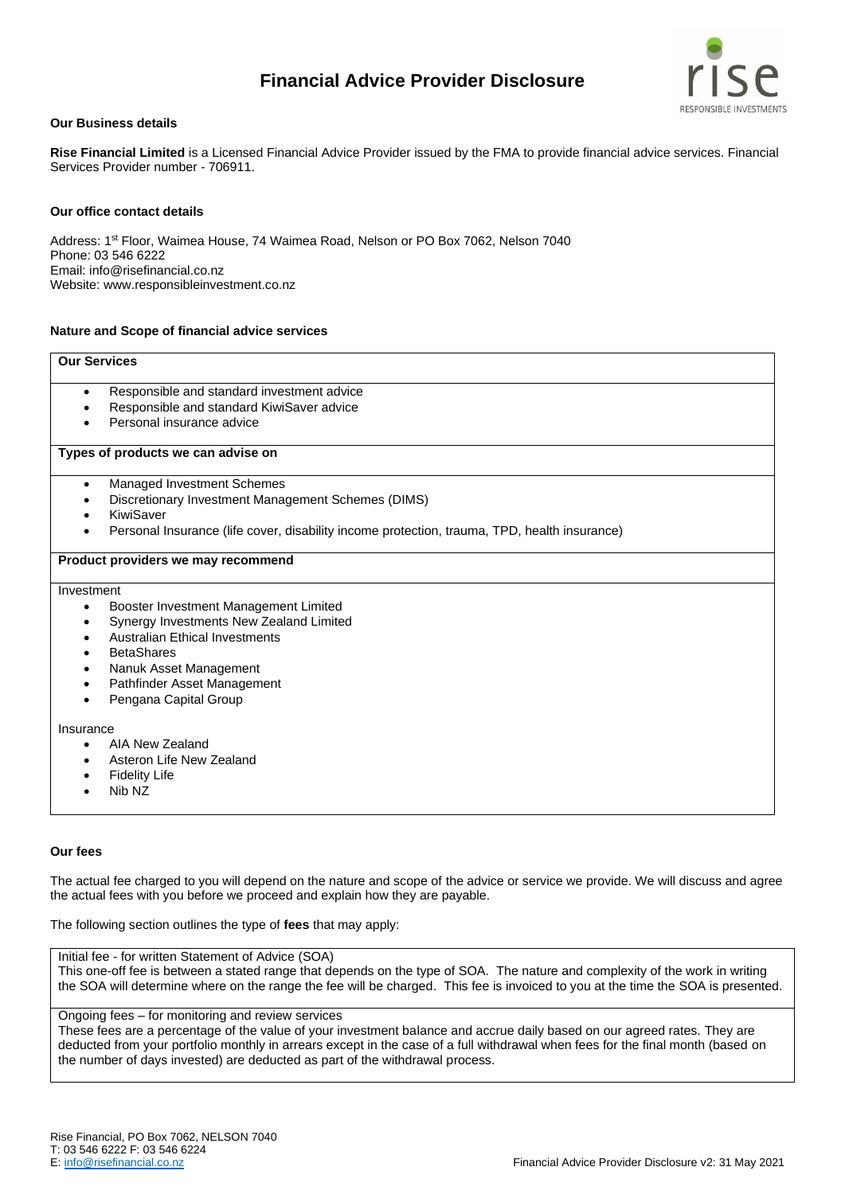# Financial Advice Provider Disclosure

### Our Business details

**Rise Financial Limited** is a Licensed Financial Advice Provider issued by the FMA to provide financial advice services. Financial Services Provider number - 706911.

### Our office contact details

Address: 1st Floor, Waimea House, 74 Waimea Road, Nelson or PO Box 7062, Nelson 7040
Phone: 03 546 6222
Email: info@risefinancial.co.nz
Website: www.responsibleinvestment.co.nz

### Nature and Scope of financial advice services

**Our Services**

- Responsible and standard investment advice
- Responsible and standard KiwiSaver advice
- Personal insurance advice

**Types of products we can advise on**

- Managed Investment Schemes
- Discretionary Investment Management Schemes (DIMS)
- KiwiSaver
- Personal Insurance (life cover, disability income protection, trauma, TPD, health insurance)

**Product providers we may recommend**

Investment

- Booster Investment Management Limited
- Synergy Investments New Zealand Limited
- Australian Ethical Investments
- BetaShares
- Nanuk Asset Management
- Pathfinder Asset Management
- Pengana Capital Group

Insurance

- AIA New Zealand
- Asteron Life New Zealand
- Fidelity Life
- Nib NZ

### Our fees

The actual fee charged to you will depend on the nature and scope of the advice or service we provide. We will discuss and agree the actual fees with you before we proceed and explain how they are payable.

The following section outlines the type of **fees** that may apply:

Initial fee - for written Statement of Advice (SOA)
This one-off fee is between a stated range that depends on the type of SOA. The nature and complexity of the work in writing the SOA will determine where on the range the fee will be charged. This fee is invoiced to you at the time the SOA is presented.

Ongoing fees – for monitoring and review services
These fees are a percentage of the value of your investment balance and accrue daily based on our agreed rates. They are deducted from your portfolio monthly in arrears except in the case of a full withdrawal when fees for the final month (based on the number of days invested) are deducted as part of the withdrawal process.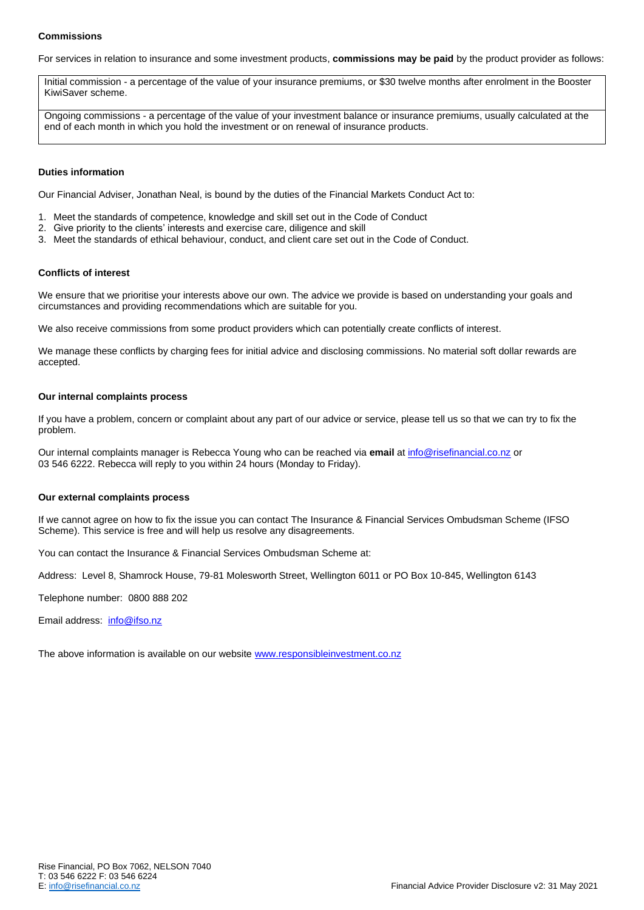**Commissions**

For services in relation to insurance and some investment products, **commissions may be paid** by the product provider as follows:

| |
|---|
| Initial commission - a percentage of the value of your insurance premiums, or $30 twelve months after enrolment in the Booster KiwiSaver scheme. |
| Ongoing commissions - a percentage of the value of your investment balance or insurance premiums, usually calculated at the end of each month in which you hold the investment or on renewal of insurance products. |

**Duties information**

Our Financial Adviser, Jonathan Neal, is bound by the duties of the Financial Markets Conduct Act to:

1. Meet the standards of competence, knowledge and skill set out in the Code of Conduct
2. Give priority to the clients' interests and exercise care, diligence and skill
3. Meet the standards of ethical behaviour, conduct, and client care set out in the Code of Conduct.

**Conflicts of interest**

We ensure that we prioritise your interests above our own. The advice we provide is based on understanding your goals and circumstances and providing recommendations which are suitable for you.

We also receive commissions from some product providers which can potentially create conflicts of interest.

We manage these conflicts by charging fees for initial advice and disclosing commissions. No material soft dollar rewards are accepted.

**Our internal complaints process**

If you have a problem, concern or complaint about any part of our advice or service, please tell us so that we can try to fix the problem.

Our internal complaints manager is Rebecca Young who can be reached via **email** at info@risefinancial.co.nz or 03 546 6222. Rebecca will reply to you within 24 hours (Monday to Friday).

**Our external complaints process**

If we cannot agree on how to fix the issue you can contact The Insurance & Financial Services Ombudsman Scheme (IFSO Scheme). This service is free and will help us resolve any disagreements.

You can contact the Insurance & Financial Services Ombudsman Scheme at:

Address: Level 8, Shamrock House, 79-81 Molesworth Street, Wellington 6011 or PO Box 10-845, Wellington 6143

Telephone number: 0800 888 202

Email address: info@ifso.nz

The above information is available on our website www.responsibleinvestment.co.nz

Rise Financial, PO Box 7062, NELSON 7040
T: 03 546 6222 F: 03 546 6224
E: info@risefinancial.co.nz

Financial Advice Provider Disclosure v2: 31 May 2021